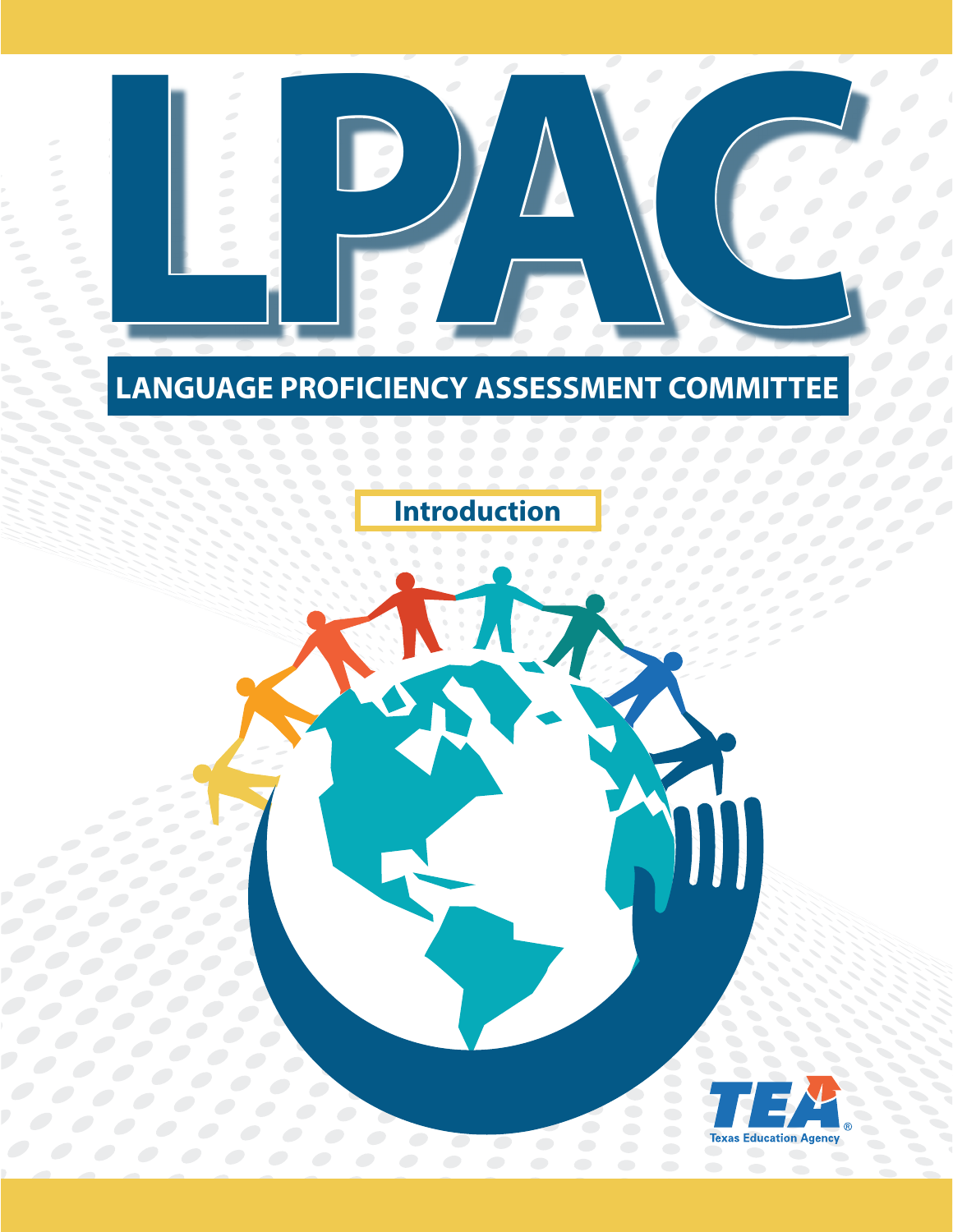# LPAC

## LANGUAGE PROFICIENCY ASSESSMENT COMMITTEE

### Introduction

TEA
Texas Education Agency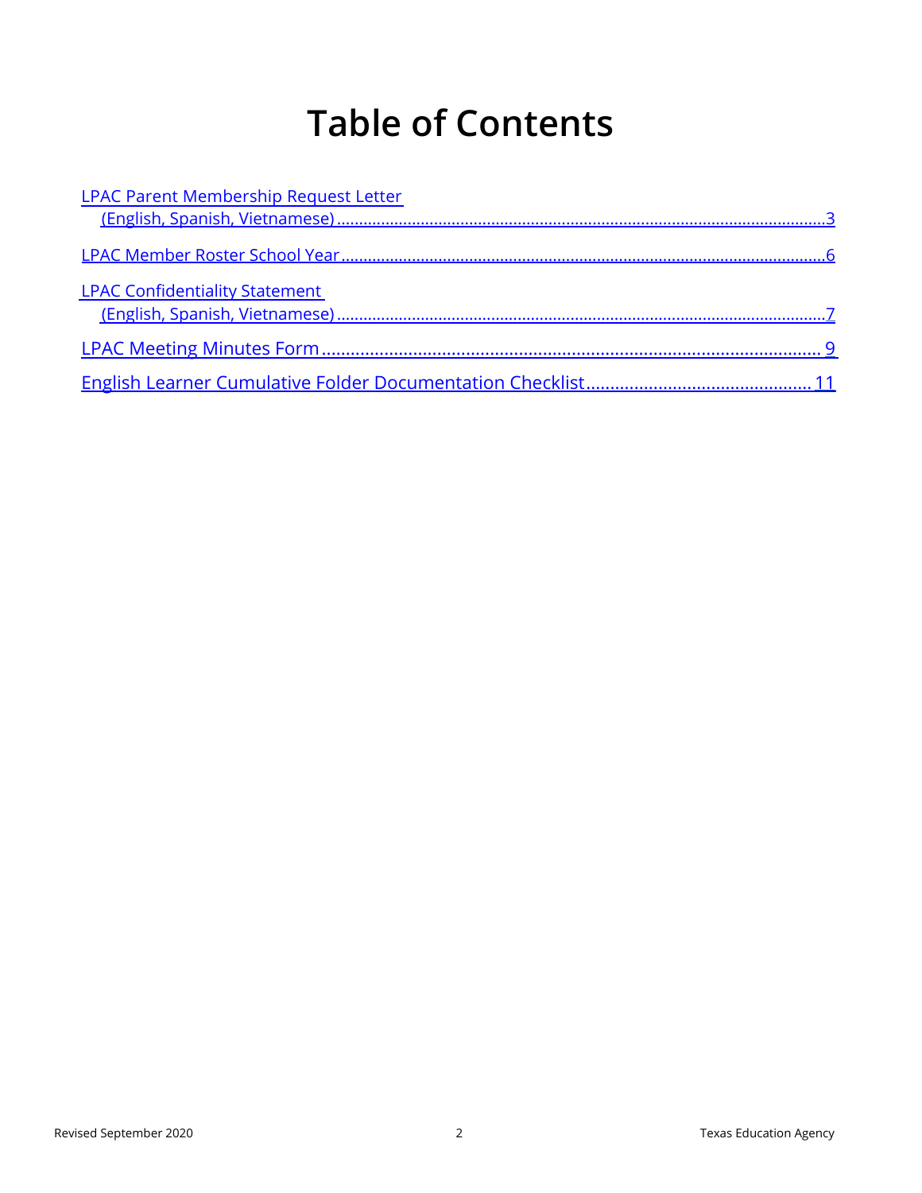# Table of Contents

LPAC Parent Membership Request Letter
(English, Spanish, Vietnamese) .......... 3

LPAC Member Roster School Year .......... 6

LPAC Confidentiality Statement
(English, Spanish, Vietnamese) .......... 7

LPAC Meeting Minutes Form .......... 9

English Learner Cumulative Folder Documentation Checklist .......... 11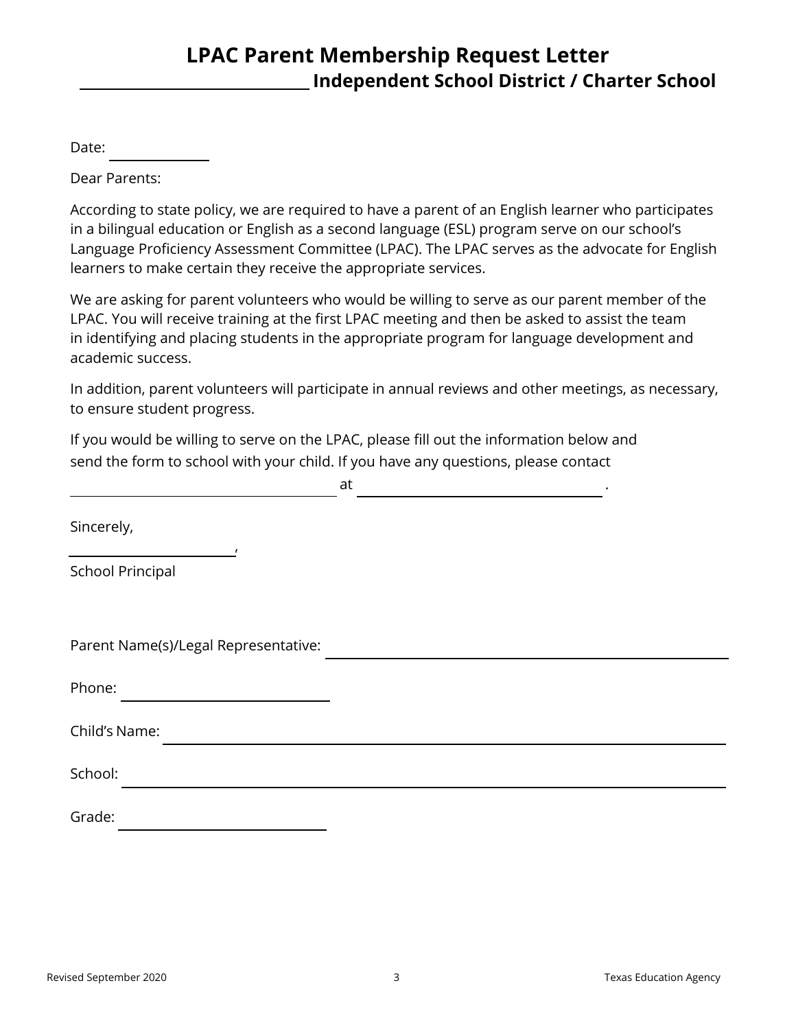# LPAC Parent Membership Request Letter

## ______________________ Independent School District / Charter School

Date: __________

Dear Parents:

According to state policy, we are required to have a parent of an English learner who participates in a bilingual education or English as a second language (ESL) program serve on our school's Language Proficiency Assessment Committee (LPAC). The LPAC serves as the advocate for English learners to make certain they receive the appropriate services.

We are asking for parent volunteers who would be willing to serve as our parent member of the LPAC. You will receive training at the first LPAC meeting and then be asked to assist the team in identifying and placing students in the appropriate program for language development and academic success.

In addition, parent volunteers will participate in annual reviews and other meetings, as necessary, to ensure student progress.

If you would be willing to serve on the LPAC, please fill out the information below and send the form to school with your child. If you have any questions, please contact ______________________________ at ______________________________ .

Sincerely,

__________________,

School Principal

Parent Name(s)/Legal Representative: ______________________________________________

Phone: ______________________

Child's Name: ______________________________________________

School: ______________________________________________

Grade: ______________________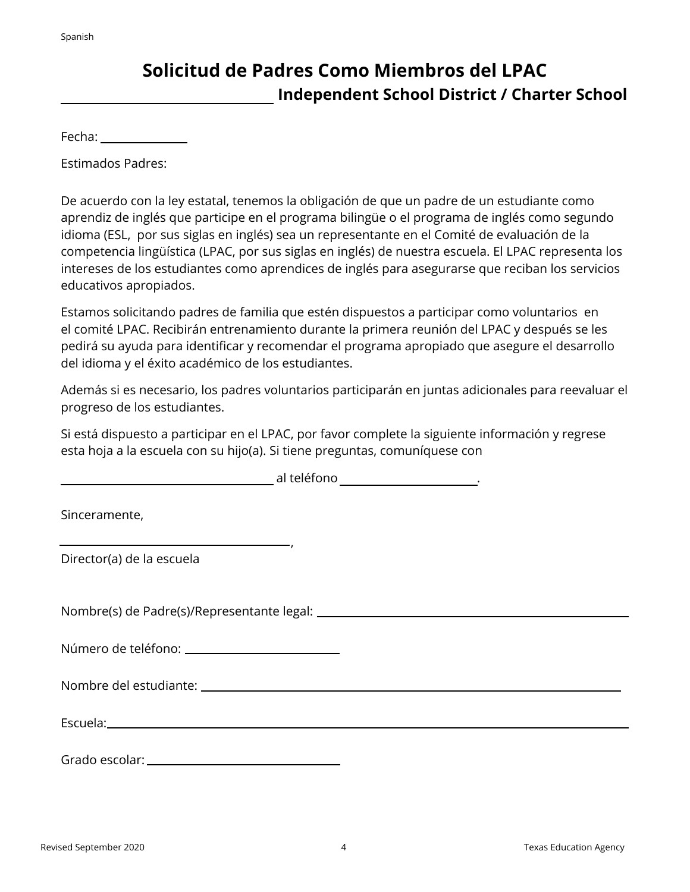Spanish

# Solicitud de Padres Como Miembros del LPAC

## ______________________ Independent School District / Charter School

Fecha: __________

Estimados Padres:

De acuerdo con la ley estatal, tenemos la obligación de que un padre de un estudiante como aprendiz de inglés que participe en el programa bilingüe o el programa de inglés como segundo idioma (ESL, por sus siglas en inglés) sea un representante en el Comité de evaluación de la competencia lingüística (LPAC, por sus siglas en inglés) de nuestra escuela. El LPAC representa los intereses de los estudiantes como aprendices de inglés para asegurarse que reciban los servicios educativos apropiados.

Estamos solicitando padres de familia que estén dispuestos a participar como voluntarios en el comité LPAC. Recibirán entrenamiento durante la primera reunión del LPAC y después se les pedirá su ayuda para identificar y recomendar el programa apropiado que asegure el desarrollo del idioma y el éxito académico de los estudiantes.

Además si es necesario, los padres voluntarios participarán en juntas adicionales para reevaluar el progreso de los estudiantes.

Si está dispuesto a participar en el LPAC, por favor complete la siguiente información y regrese esta hoja a la escuela con su hijo(a). Si tiene preguntas, comuníquese con

______________________ al teléfono ______________.

Sinceramente,

______________________,
Director(a) de la escuela

Nombre(s) de Padre(s)/Representante legal: ______________________

Número de teléfono: ______________

Nombre del estudiante: ______________________

Escuela: ______________________

Grado escolar: ______________

Revised September 2020 | Texas Education Agency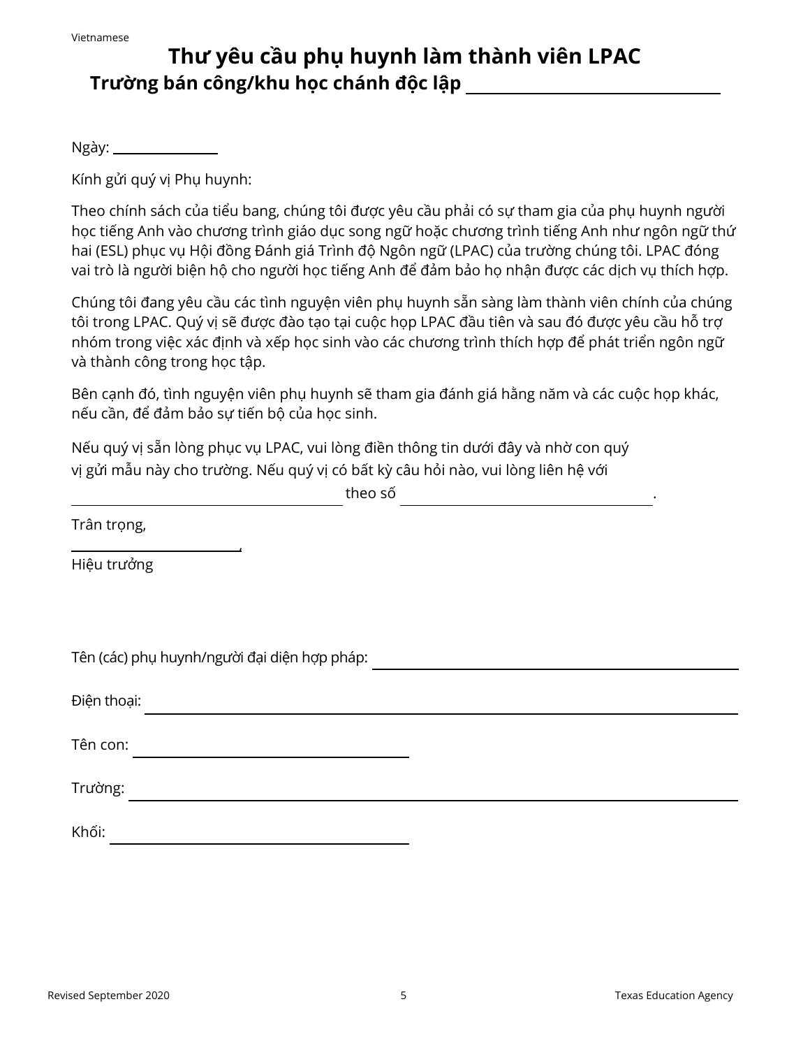Vietnamese

# Thư yêu cầu phụ huynh làm thành viên LPAC

## Trường bán công/khu học chánh độc lập ____________________

Ngày: ____________

Kính gửi quý vị Phụ huynh:

Theo chính sách của tiểu bang, chúng tôi được yêu cầu phải có sự tham gia của phụ huynh người học tiếng Anh vào chương trình giáo dục song ngữ hoặc chương trình tiếng Anh như ngôn ngữ thứ hai (ESL) phục vụ Hội đồng Đánh giá Trình độ Ngôn ngữ (LPAC) của trường chúng tôi. LPAC đóng vai trò là người biện hộ cho người học tiếng Anh để đảm bảo họ nhận được các dịch vụ thích hợp.

Chúng tôi đang yêu cầu các tình nguyện viên phụ huynh sẵn sàng làm thành viên chính của chúng tôi trong LPAC. Quý vị sẽ được đào tạo tại cuộc họp LPAC đầu tiên và sau đó được yêu cầu hỗ trợ nhóm trong việc xác định và xếp học sinh vào các chương trình thích hợp để phát triển ngôn ngữ và thành công trong học tập.

Bên cạnh đó, tình nguyện viên phụ huynh sẽ tham gia đánh giá hằng năm và các cuộc họp khác, nếu cần, để đảm bảo sự tiến bộ của học sinh.

Nếu quý vị sẵn lòng phục vụ LPAC, vui lòng điền thông tin dưới đây và nhờ con quý vị gửi mẫu này cho trường. Nếu quý vị có bất kỳ câu hỏi nào, vui lòng liên hệ với ____________________ theo số ____________________.

Trân trọng,

____________________,

Hiệu trưởng

Tên (các) phụ huynh/người đại diện hợp pháp: ____________________

Điện thoại: ____________________

Tên con: ____________________

Trường: ____________________

Khối: ____________________

Revised September 2020 Texas Education Agency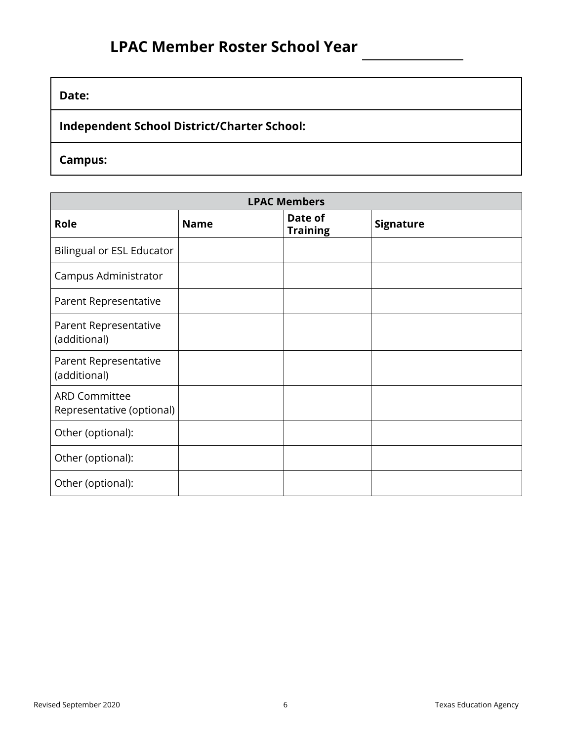# LPAC Member Roster School Year ______________

| **Date:** |
|---|
| **Independent School District/Charter School:** |
| **Campus:** |

| **LPAC Members** | | | |
|---|---|---|---|
| **Role** | **Name** | **Date of Training** | **Signature** |
| Bilingual or ESL Educator | | | |
| Campus Administrator | | | |
| Parent Representative | | | |
| Parent Representative (additional) | | | |
| Parent Representative (additional) | | | |
| ARD Committee Representative (optional) | | | |
| Other (optional): | | | |
| Other (optional): | | | |
| Other (optional): | | | |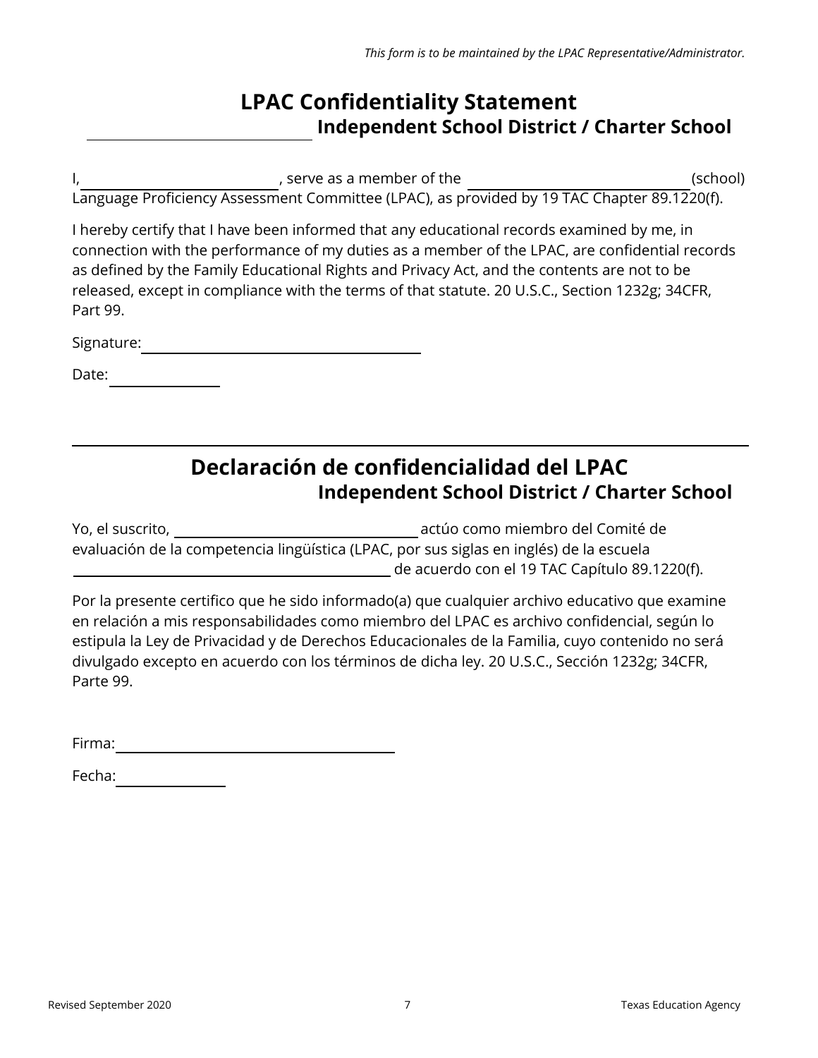*This form is to be maintained by the LPAC Representative/Administrator.*

# LPAC Confidentiality Statement

## ______________________ Independent School District / Charter School

I, ______________________, serve as a member of the ______________________ (school) Language Proficiency Assessment Committee (LPAC), as provided by 19 TAC Chapter 89.1220(f).

I hereby certify that I have been informed that any educational records examined by me, in connection with the performance of my duties as a member of the LPAC, are confidential records as defined by the Family Educational Rights and Privacy Act, and the contents are not to be released, except in compliance with the terms of that statute. 20 U.S.C., Section 1232g; 34CFR, Part 99.

Signature: ______________________________

Date: ____________

---

# Declaración de confidencialidad del LPAC

## Independent School District / Charter School

Yo, el suscrito, ______________________ actúo como miembro del Comité de evaluación de la competencia lingüística (LPAC, por sus siglas en inglés) de la escuela ______________________ de acuerdo con el 19 TAC Capítulo 89.1220(f).

Por la presente certifico que he sido informado(a) que cualquier archivo educativo que examine en relación a mis responsabilidades como miembro del LPAC es archivo confidencial, según lo estipula la Ley de Privacidad y de Derechos Educacionales de la Familia, cuyo contenido no será divulgado excepto en acuerdo con los términos de dicha ley. 20 U.S.C., Sección 1232g; 34CFR, Parte 99.

Firma: ______________________________

Fecha: ____________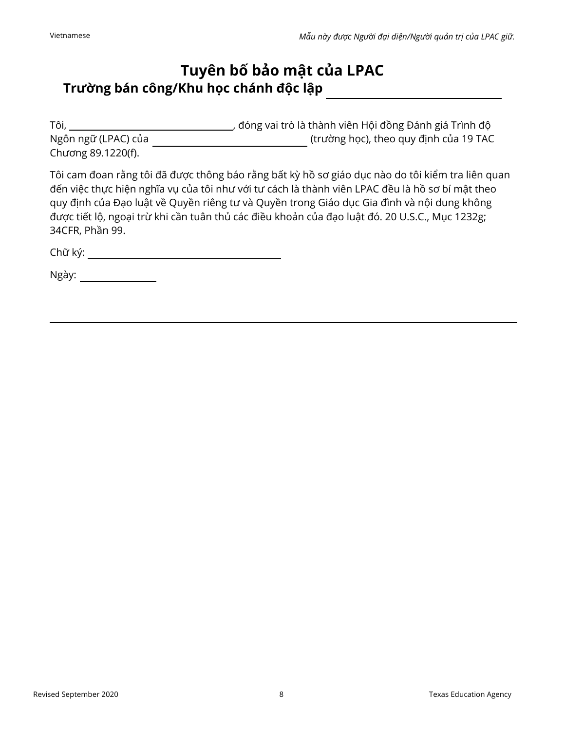*Mẫu này được Người đại diện/Người quản trị của LPAC giữ.*

# Tuyên bố bảo mật của LPAC

## Trường bán công/Khu học chánh độc lập ____________________

Tôi, ____________________, đóng vai trò là thành viên Hội đồng Đánh giá Trình độ Ngôn ngữ (LPAC) của ____________________ (trường học), theo quy định của 19 TAC Chương 89.1220(f).

Tôi cam đoan rằng tôi đã được thông báo rằng bất kỳ hồ sơ giáo dục nào do tôi kiểm tra liên quan đến việc thực hiện nghĩa vụ của tôi như với tư cách là thành viên LPAC đều là hồ sơ bí mật theo quy định của Đạo luật về Quyền riêng tư và Quyền trong Giáo dục Gia đình và nội dung không được tiết lộ, ngoại trừ khi cần tuân thủ các điều khoản của đạo luật đó. 20 U.S.C., Mục 1232g; 34CFR, Phần 99.

Chữ ký: ____________________

Ngày: __________

---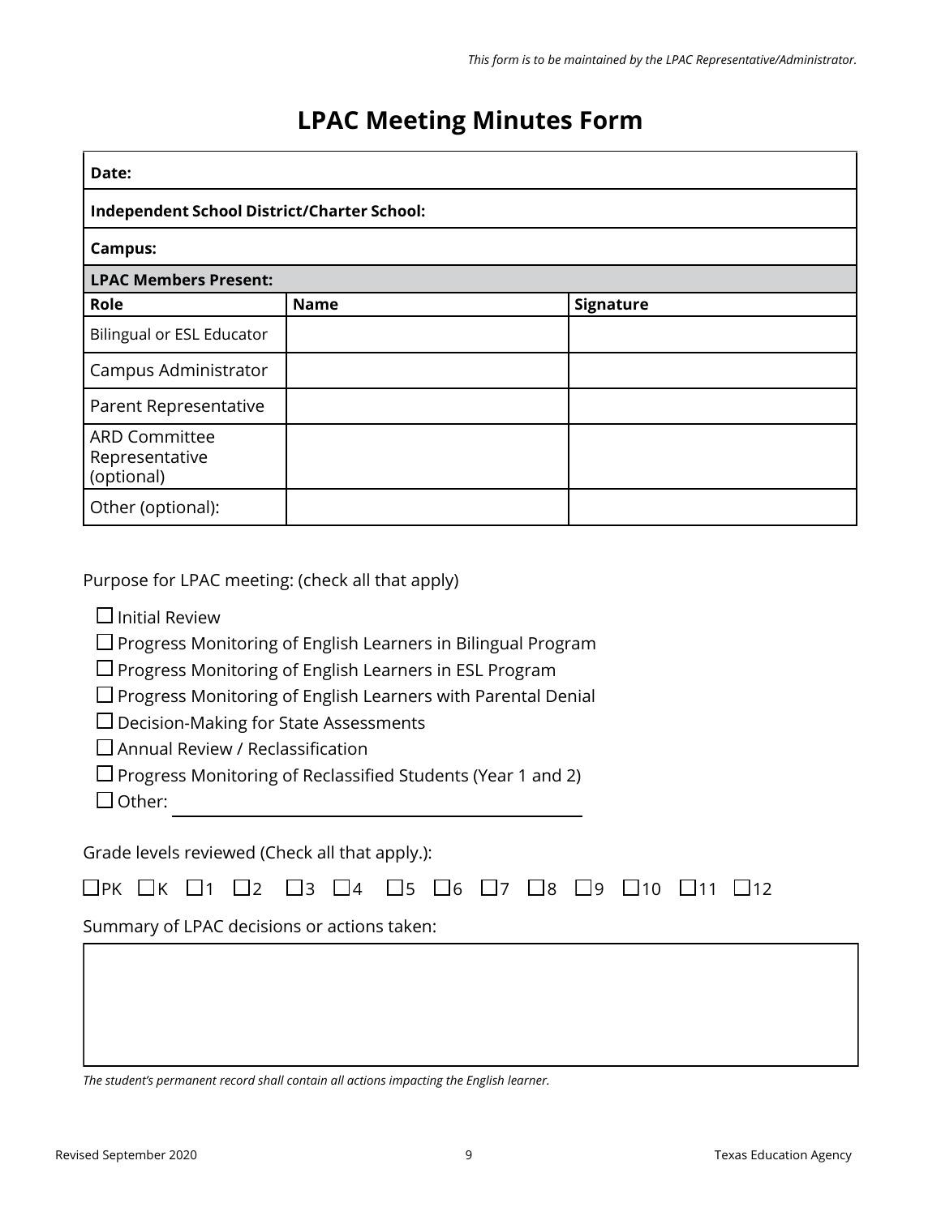*This form is to be maintained by the LPAC Representative/Administrator.*

# LPAC Meeting Minutes Form

| **Date:** | | |
|---|---|---|
| **Independent School District/Charter School:** | | |
| **Campus:** | | |
| **LPAC Members Present:** | | |
| **Role** | **Name** | **Signature** |
| Bilingual or ESL Educator | | |
| Campus Administrator | | |
| Parent Representative | | |
| ARD Committee Representative (optional) | | |
| Other (optional): | | |

Purpose for LPAC meeting: (check all that apply)

- ☐ Initial Review
- ☐ Progress Monitoring of English Learners in Bilingual Program
- ☐ Progress Monitoring of English Learners in ESL Program
- ☐ Progress Monitoring of English Learners with Parental Denial
- ☐ Decision-Making for State Assessments
- ☐ Annual Review / Reclassification
- ☐ Progress Monitoring of Reclassified Students (Year 1 and 2)
- ☐ Other: ____________________________________

Grade levels reviewed (Check all that apply.):

☐PK ☐K ☐1 ☐2 ☐3 ☐4 ☐5 ☐6 ☐7 ☐8 ☐9 ☐10 ☐11 ☐12

Summary of LPAC decisions or actions taken:

| |
|---|
| |

*The student's permanent record shall contain all actions impacting the English learner.*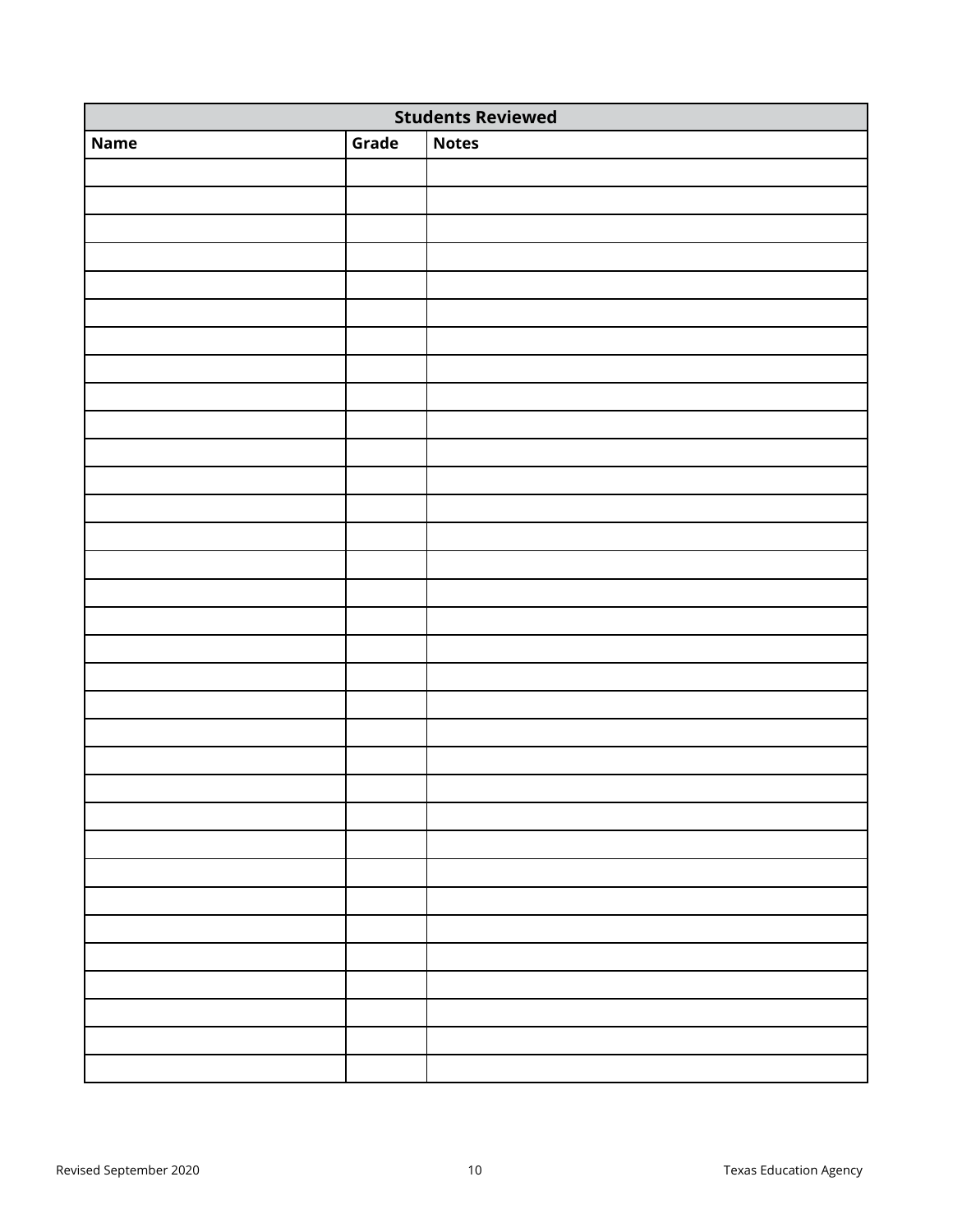| Students Reviewed | | |
|---|---|---|
| **Name** | **Grade** | **Notes** |
| | | |
| | | |
| | | |
| | | |
| | | |
| | | |
| | | |
| | | |
| | | |
| | | |
| | | |
| | | |
| | | |
| | | |
| | | |
| | | |
| | | |
| | | |
| | | |
| | | |
| | | |
| | | |
| | | |
| | | |
| | | |
| | | |
| | | |
| | | |
| | | |
| | | |
| | | |
| | | |
| | | |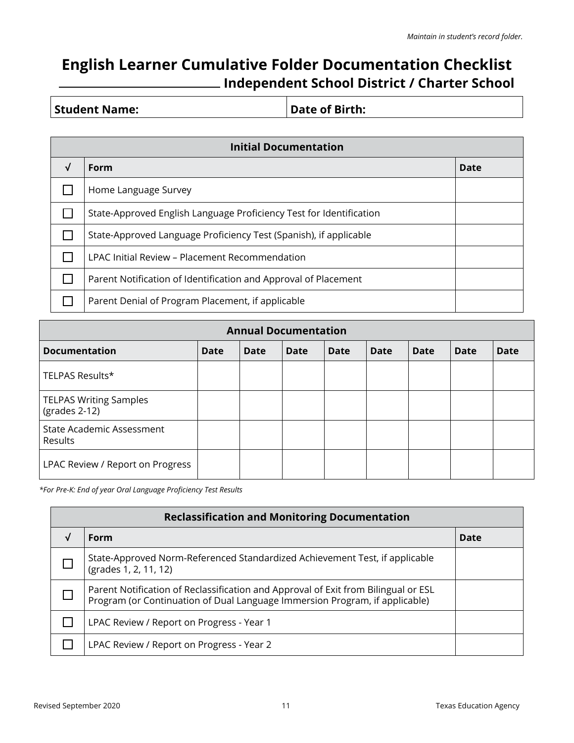*Maintain in student's record folder.*

# English Learner Cumulative Folder Documentation Checklist

## ______________________ Independent School District / Charter School

| **Student Name:** | **Date of Birth:** |
|---|---|

| Initial Documentation | | |
|---|---|---|
| **√** | **Form** | **Date** |
| ☐ | Home Language Survey | |
| ☐ | State-Approved English Language Proficiency Test for Identification | |
| ☐ | State-Approved Language Proficiency Test (Spanish), if applicable | |
| ☐ | LPAC Initial Review – Placement Recommendation | |
| ☐ | Parent Notification of Identification and Approval of Placement | |
| ☐ | Parent Denial of Program Placement, if applicable | |

| Annual Documentation | | | | | | | | |
|---|---|---|---|---|---|---|---|---|
| **Documentation** | **Date** | **Date** | **Date** | **Date** | **Date** | **Date** | **Date** | **Date** |
| TELPAS Results* | | | | | | | | |
| TELPAS Writing Samples (grades 2-12) | | | | | | | | |
| State Academic Assessment Results | | | | | | | | |
| LPAC Review / Report on Progress | | | | | | | | |

*\*For Pre-K: End of year Oral Language Proficiency Test Results*

| Reclassification and Monitoring Documentation | | |
|---|---|---|
| **√** | **Form** | **Date** |
| ☐ | State-Approved Norm-Referenced Standardized Achievement Test, if applicable (grades 1, 2, 11, 12) | |
| ☐ | Parent Notification of Reclassification and Approval of Exit from Bilingual or ESL Program (or Continuation of Dual Language Immersion Program, if applicable) | |
| ☐ | LPAC Review / Report on Progress - Year 1 | |
| ☐ | LPAC Review / Report on Progress - Year 2 | |